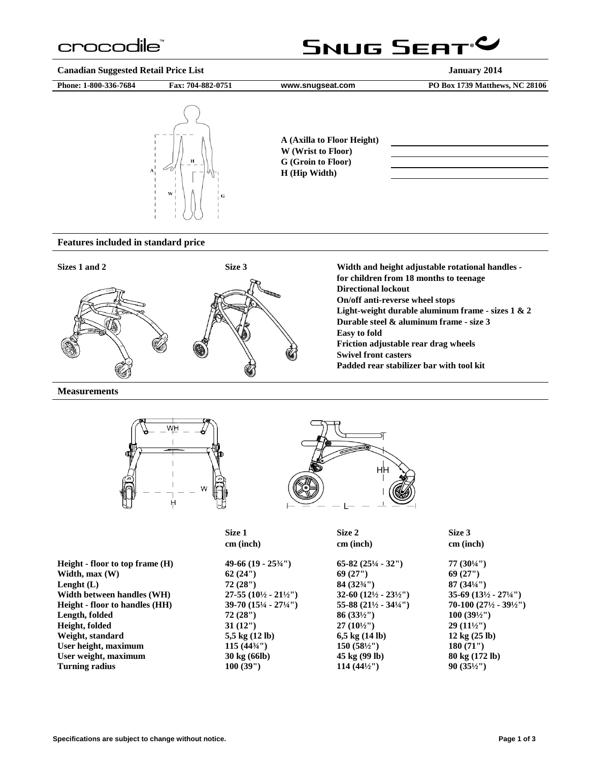crocodile™

SNUG SEAT®

**Canadian Suggested Retail Price List** **January 2014**

**Phone: 1-800-336-7684** **Fax: 704-882-0751** **www.snugseat.com** **PO Box 1739 Matthews, NC 28106**

**A (Axilla to Floor Height)** ____________________

**W (Wrist to Floor)** ____________________

**G (Groin to Floor)** ____________________

**H (Hip Width)** ____________________

## Features included in standard price

**Sizes 1 and 2**

**Size 3**

- **Width and height adjustable rotational handles - for children from 18 months to teenage**
- **Directional lockout**
- **On/off anti-reverse wheel stops**
- **Light-weight durable aluminum frame - sizes 1 & 2**
- **Durable steel & aluminum frame - size 3**
- **Easy to fold**
- **Friction adjustable rear drag wheels**
- **Swivel front casters**
- **Padded rear stabilizer bar with tool kit**

## Measurements

| | Size 1 cm (inch) | Size 2 cm (inch) | Size 3 cm (inch) |
|---|---|---|---|
| Height - floor to top frame (H) | 49-66 (19 - 25¾") | 65-82 (25¼ - 32") | 77 (30¼") |
| Width, max (W) | 62 (24") | 69 (27") | 69 (27") |
| Lenght (L) | 72 (28") | 84 (32¾") | 87 (34¼") |
| Width between handles (WH) | 27-55 (10½ - 21½") | 32-60 (12½ - 23½") | 35-69 (13½ - 27¼") |
| Height - floor to handles (HH) | 39-70 (15¼ - 27¼") | 55-88 (21½ - 34¼") | 70-100 (27½ - 39½") |
| Length, folded | 72 (28") | 86 (33½") | 100 (39½") |
| Height, folded | 31 (12") | 27 (10½") | 29 (11½") |
| Weight, standard | 5,5 kg (12 lb) | 6,5 kg (14 lb) | 12 kg (25 lb) |
| User height, maximum | 115 (44¾") | 150 (58½") | 180 (71") |
| User weight, maximum | 30 kg (66lb) | 45 kg (99 lb) | 80 kg (172 lb) |
| Turning radius | 100 (39") | 114 (44½") | 90 (35½") |

**Specifications are subject to change without notice.**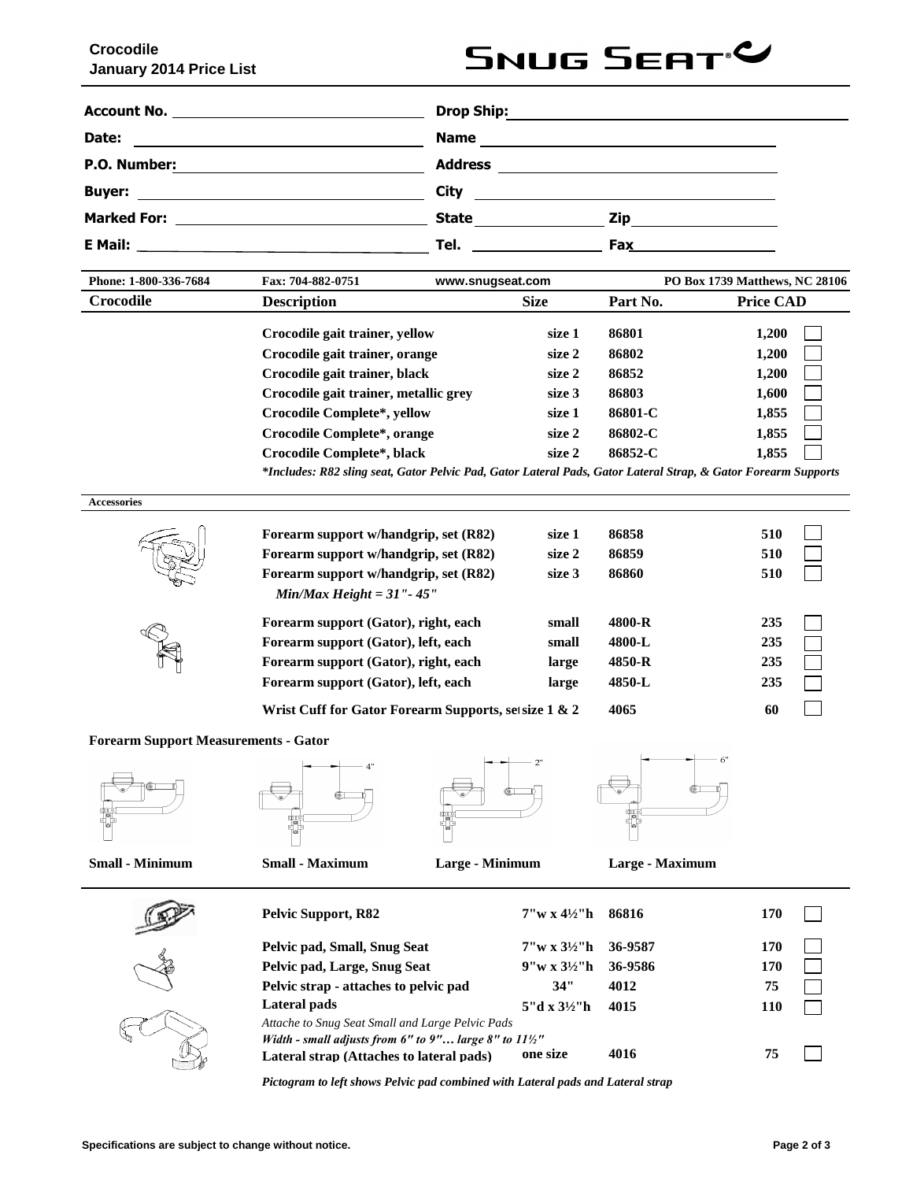**Crocodile**
**January 2014 Price List**

SNUG SEAT

| | | | |
|---|---|---|---|
| **Account No.** | | **Drop Ship:** | |
| **Date:** | | **Name** | |
| **P.O. Number:** | | **Address** | |
| **Buyer:** | | **City** | |
| **Marked For:** | | **State** | **Zip** |
| **E Mail:** | | **Tel.** | **Fax** |

**Phone: 1-800-336-7684** | **Fax: 704-882-0751** | **www.snugseat.com** | **PO Box 1739 Matthews, NC 28106**

| Crocodile | Description | Size | Part No. | Price CAD | |
|---|---|---|---|---|---|
| | Crocodile gait trainer, yellow | size 1 | 86801 | 1,200 | ☐ |
| | Crocodile gait trainer, orange | size 2 | 86802 | 1,200 | ☐ |
| | Crocodile gait trainer, black | size 2 | 86852 | 1,200 | ☐ |
| | Crocodile gait trainer, metallic grey | size 3 | 86803 | 1,600 | ☐ |
| | Crocodile Complete*, yellow | size 1 | 86801-C | 1,855 | ☐ |
| | Crocodile Complete*, orange | size 2 | 86802-C | 1,855 | ☐ |
| | Crocodile Complete*, black | size 2 | 86852-C | 1,855 | ☐ |

*\*Includes: R82 sling seat, Gator Pelvic Pad, Gator Lateral Pads, Gator Lateral Strap, & Gator Forearm Supports*

**Accessories**

| Description | Size | Part No. | Price CAD | |
|---|---|---|---|---|
| Forearm support w/handgrip, set (R82) | size 1 | 86858 | 510 | ☐ |
| Forearm support w/handgrip, set (R82) | size 2 | 86859 | 510 | ☐ |
| Forearm support w/handgrip, set (R82) | size 3 | 86860 | 510 | ☐ |
| *Min/Max Height = 31"- 45"* | | | | |
| Forearm support (Gator), right, each | small | 4800-R | 235 | ☐ |
| Forearm support (Gator), left, each | small | 4800-L | 235 | ☐ |
| Forearm support (Gator), right, each | large | 4850-R | 235 | ☐ |
| Forearm support (Gator), left, each | large | 4850-L | 235 | ☐ |
| Wrist Cuff for Gator Forearm Supports, set | size 1 & 2 | 4065 | 60 | ☐ |

**Forearm Support Measurements - Gator**

4" | 2" | 6"

**Small - Minimum** | **Small - Maximum** | **Large - Minimum** | **Large - Maximum**

| Description | Size | Part No. | Price CAD | |
|---|---|---|---|---|
| Pelvic Support, R82 | 7"w x 4½"h | 86816 | 170 | ☐ |
| Pelvic pad, Small, Snug Seat | 7"w x 3½"h | 36-9587 | 170 | ☐ |
| Pelvic pad, Large, Snug Seat | 9"w x 3½"h | 36-9586 | 170 | ☐ |
| Pelvic strap - attaches to pelvic pad | 34" | 4012 | 75 | ☐ |
| Lateral pads | 5"d x 3½"h | 4015 | 110 | ☐ |
| *Attache to Snug Seat Small and Large Pelvic Pads* | | | | |
| *Width - small adjusts from 6" to 9"… large 8" to 11½"* | | | | |
| Lateral strap (Attaches to lateral pads) | one size | 4016 | 75 | ☐ |

*Pictogram to left shows Pelvic pad combined with Lateral pads and Lateral strap*

**Specifications are subject to change without notice.**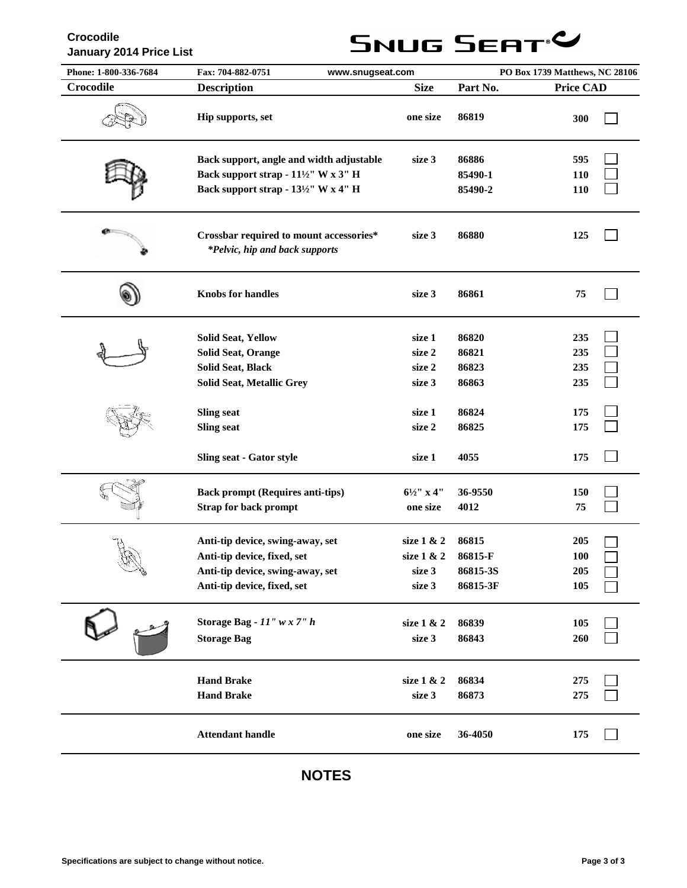**Crocodile**
**January 2014 Price List**

SNUG SEAT

| Phone: 1-800-336-7684 | Fax: 704-882-0751 | www.snugseat.com | | PO Box 1739 Matthews, NC 28106 | |
|---|---|---|---|---|---|
| **Crocodile** | **Description** | **Size** | **Part No.** | **Price CAD** | |
| | Hip supports, set | one size | 86819 | 300 | ☐ |
| | Back support, angle and width adjustable | size 3 | 86886 | 595 | ☐ |
| | Back support strap - 11½" W x 3" H | | 85490-1 | 110 | ☐ |
| | Back support strap - 13½" W x 4" H | | 85490-2 | 110 | ☐ |
| | Crossbar required to mount accessories* *\*Pelvic, hip and back supports* | size 3 | 86880 | 125 | ☐ |
| | Knobs for handles | size 3 | 86861 | 75 | ☐ |
| | Solid Seat, Yellow | size 1 | 86820 | 235 | ☐ |
| | Solid Seat, Orange | size 2 | 86821 | 235 | ☐ |
| | Solid Seat, Black | size 2 | 86823 | 235 | ☐ |
| | Solid Seat, Metallic Grey | size 3 | 86863 | 235 | ☐ |
| | Sling seat | size 1 | 86824 | 175 | ☐ |
| | Sling seat | size 2 | 86825 | 175 | ☐ |
| | Sling seat - Gator style | size 1 | 4055 | 175 | ☐ |
| | Back prompt (Requires anti-tips) | 6½" x 4" | 36-9550 | 150 | ☐ |
| | Strap for back prompt | one size | 4012 | 75 | ☐ |
| | Anti-tip device, swing-away, set | size 1 & 2 | 86815 | 205 | ☐ |
| | Anti-tip device, fixed, set | size 1 & 2 | 86815-F | 100 | ☐ |
| | Anti-tip device, swing-away, set | size 3 | 86815-3S | 205 | ☐ |
| | Anti-tip device, fixed, set | size 3 | 86815-3F | 105 | ☐ |
| | Storage Bag - *11" w x 7" h* | size 1 & 2 | 86839 | 105 | ☐ |
| | Storage Bag | size 3 | 86843 | 260 | ☐ |
| | Hand Brake | size 1 & 2 | 86834 | 275 | ☐ |
| | Hand Brake | size 3 | 86873 | 275 | ☐ |
| | Attendant handle | one size | 36-4050 | 175 | ☐ |

## NOTES

Specifications are subject to change without notice.